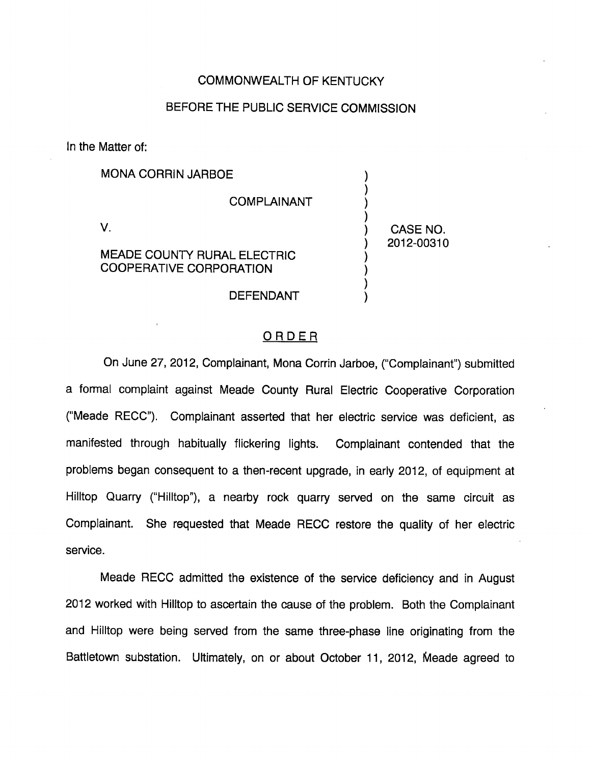COMMONWEALTH OF KENTUCKY

BEFORE THE PUBLIC SERVICE COMMISSION

In the Matter of:

MONA CORRIN JARBOE

COMPLAINANT

V.

MEADE COUNTY RURAL ELECTRIC COOPERATIVE CORPORATION

DEFENDANT

CASE NO. 2012-00310

## ORDER

On June 27, 2012, Complainant, Mona Corrin Jarboe, ("Complainant") submitted a formal complaint against Meade County Rural Electric Cooperative Corporation ("Meade RECC"). Complainant asserted that her electric service was deficient, as manifested through habitually flickering lights. Complainant contended that the problems began consequent to a then-recent upgrade, in early 2012, of equipment at Hilltop Quarry ("Hilltop"), a nearby rock quarry served on the same circuit as Complainant. She requested that Meade RECC restore the quality of her electric service.

Meade RECC admitted the existence of the service deficiency and in August 2012 worked with Hilltop to ascertain the cause of the problem. Both the Complainant and Hilltop were being served from the same three-phase line originating from the Battletown substation. Ultimately, on or about October 11, 2012, Meade agreed to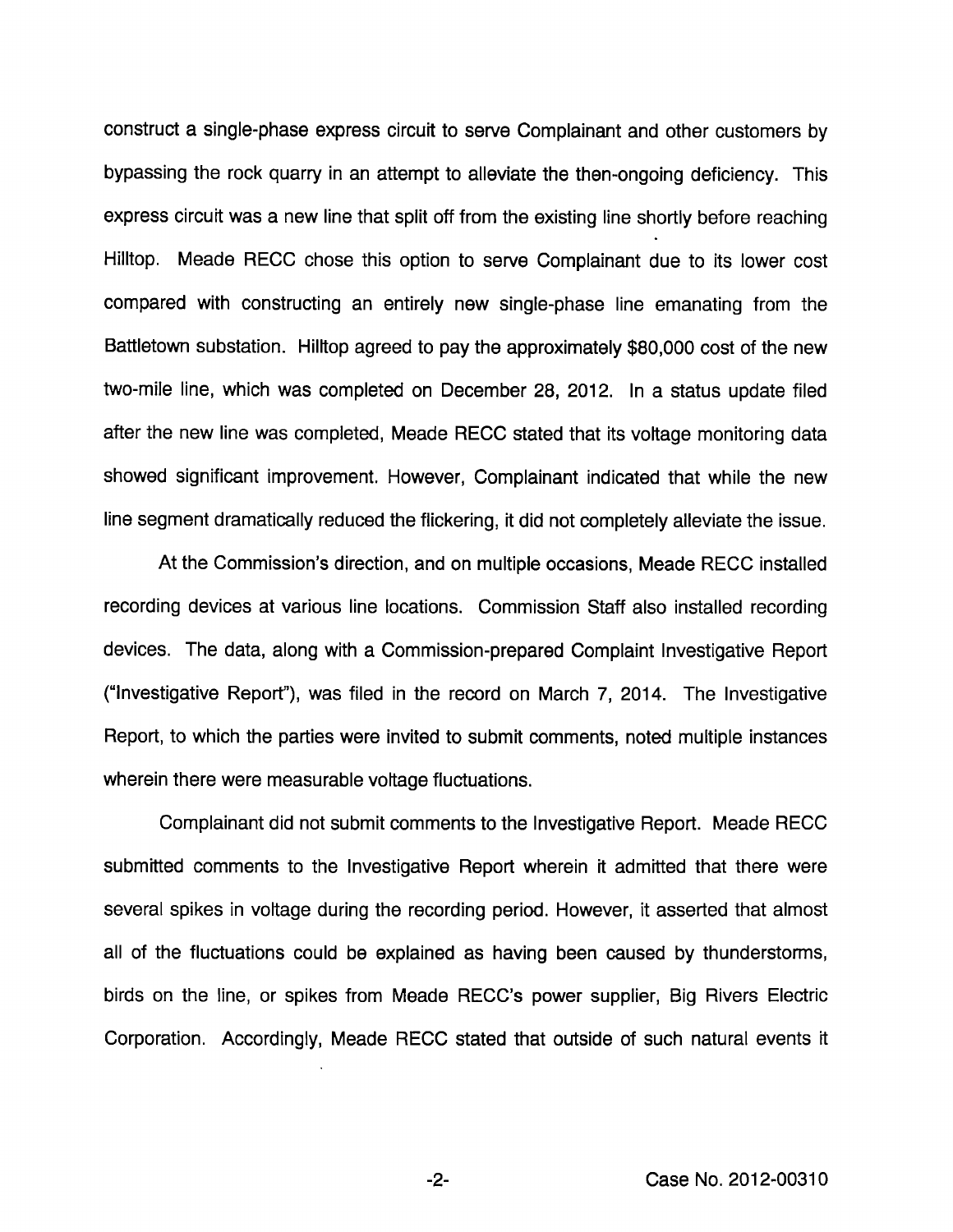construct a single-phase express circuit to serve Complainant and other customers by bypassing the rock quarry in an attempt to alleviate the then-ongoing deficiency. This express circuit was a new line that split off from the existing line shortly before reaching Hilltop. Meade RECC chose this option to serve Complainant due to its lower cost compared with constructing an entirely new single-phase line emanating from the Battletown substation. Hilltop agreed to pay the approximately $80,000 cost of the new two-mile line, which was completed on December 28, 2012. In a status update filed after the new line was completed, Meade RECC stated that its voltage monitoring data showed significant improvement. However, Complainant indicated that while the new line segment dramatically reduced the flickering, it did not completely alleviate the issue.

At the Commission's direction, and on multiple occasions, Meade RECC installed recording devices at various line locations. Commission Staff also installed recording devices. The data, along with a Commission-prepared Complaint Investigative Report ("Investigative Report"), was filed in the record on March 7, 2014. The Investigative Report, to which the parties were invited to submit comments, noted multiple instances wherein there were measurable voltage fluctuations.

Complainant did not submit comments to the Investigative Report. Meade RECC submitted comments to the Investigative Report wherein it admitted that there were several spikes in voltage during the recording period. However, it asserted that almost all of the fluctuations could be explained as having been caused by thunderstorms, birds on the line, or spikes from Meade RECC's power supplier, Big Rivers Electric Corporation. Accordingly, Meade RECC stated that outside of such natural events it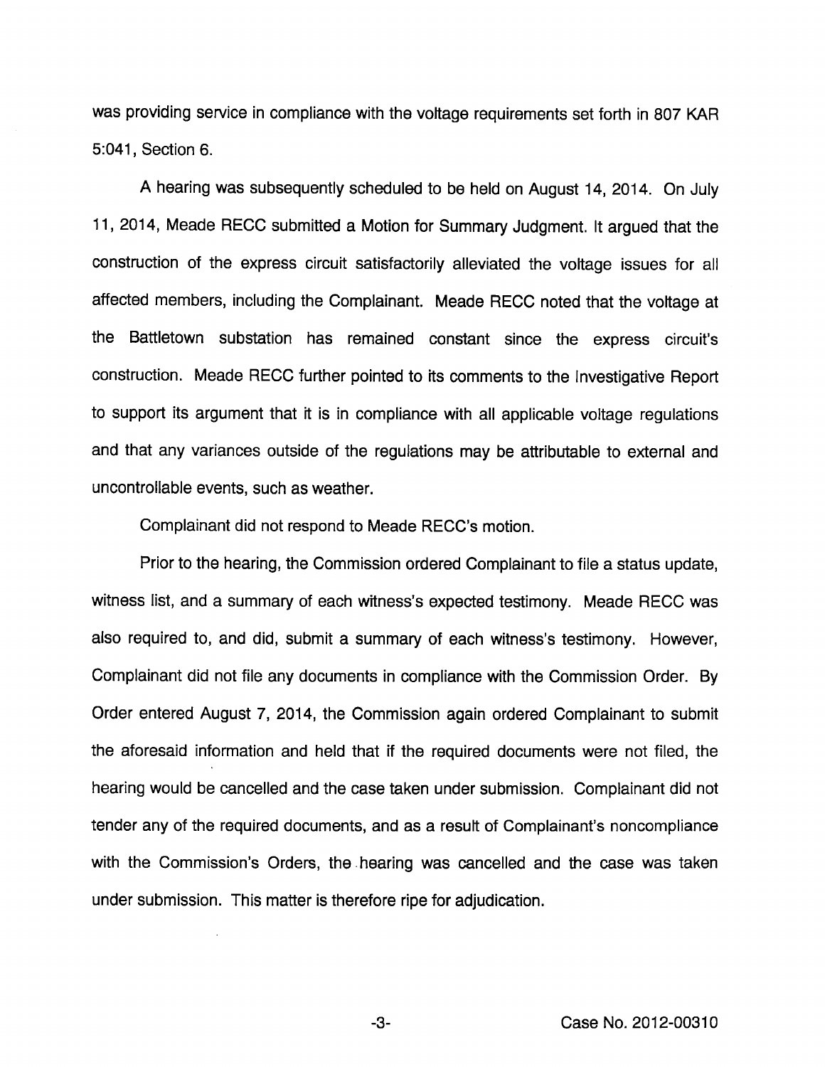was providing service in compliance with the voltage requirements set forth in 807 KAR 5:041, Section 6.

A hearing was subsequently scheduled to be held on August 14, 2014. On July 11, 2014, Meade RECC submitted a Motion for Summary Judgment. It argued that the construction of the express circuit satisfactorily alleviated the voltage issues for all affected members, including the Complainant. Meade RECC noted that the voltage at the Battletown substation has remained constant since the express circuit's construction. Meade RECC further pointed to its comments to the Investigative Report to support its argument that it is in compliance with all applicable voltage regulations and that any variances outside of the regulations may be attributable to external and uncontrollable events, such as weather.

Complainant did not respond to Meade RECC's motion.

Prior to the hearing, the Commission ordered Complainant to file a status update, witness list, and a summary of each witness's expected testimony. Meade RECC was also required to, and did, submit a summary of each witness's testimony. However, Complainant did not file any documents in compliance with the Commission Order. By Order entered August 7, 2014, the Commission again ordered Complainant to submit the aforesaid information and held that if the required documents were not filed, the hearing would be cancelled and the case taken under submission. Complainant did not tender any of the required documents, and as a result of Complainant's noncompliance with the Commission's Orders, the hearing was cancelled and the case was taken under submission. This matter is therefore ripe for adjudication.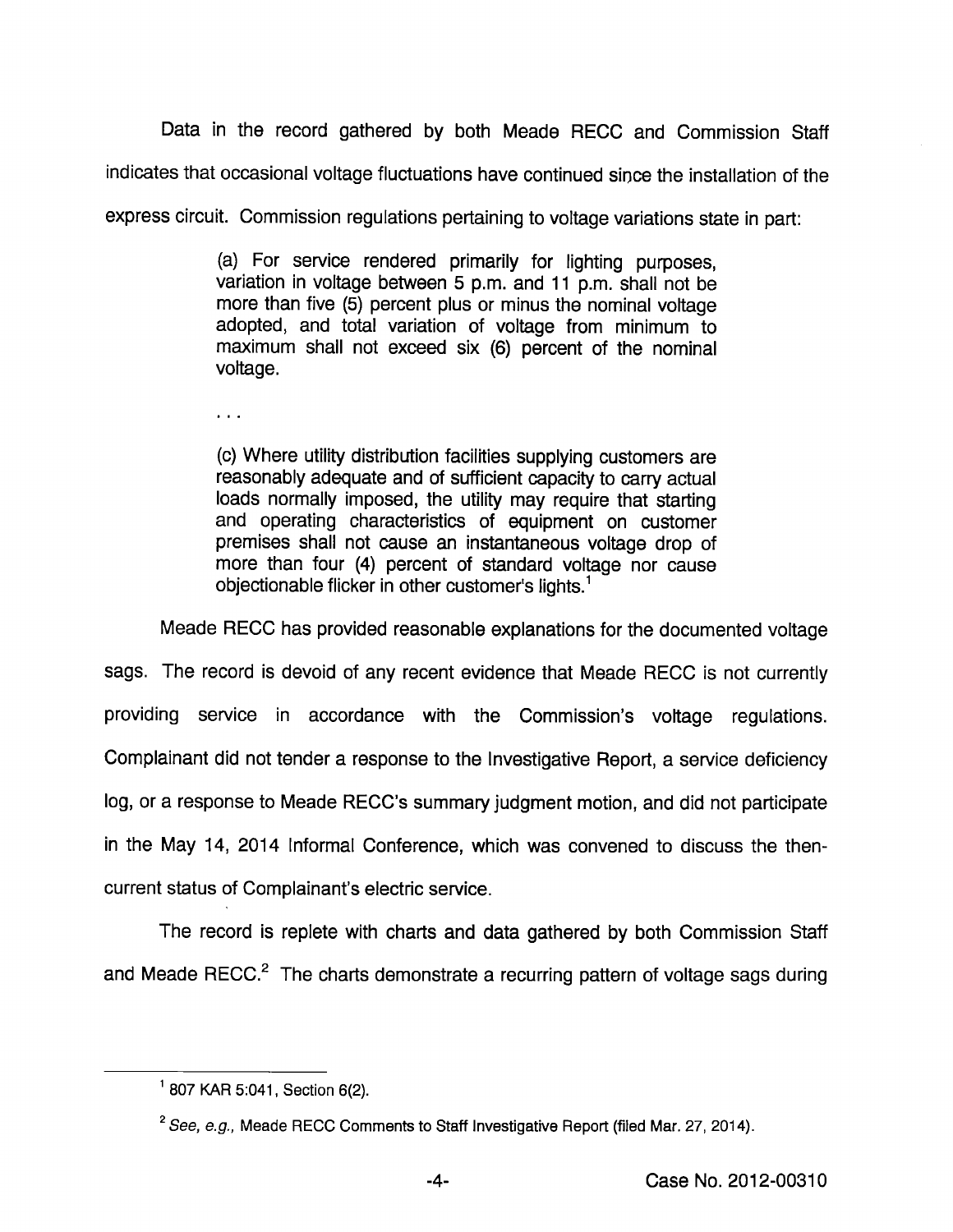Data in the record gathered by both Meade RECC and Commission Staff indicates that occasional voltage fluctuations have continued since the installation of the express circuit. Commission regulations pertaining to voltage variations state in part:

> (a) For service rendered primarily for lighting purposes, variation in voltage between 5 p.m. and 11 p.m. shall not be more than five (5) percent plus or minus the nominal voltage adopted, and total variation of voltage from minimum to maximum shall not exceed six (6) percent of the nominal voltage.
>
> . . .
>
> (c) Where utility distribution facilities supplying customers are reasonably adequate and of sufficient capacity to carry actual loads normally imposed, the utility may require that starting and operating characteristics of equipment on customer premises shall not cause an instantaneous voltage drop of more than four (4) percent of standard voltage nor cause objectionable flicker in other customer's lights.[1]

Meade RECC has provided reasonable explanations for the documented voltage sags. The record is devoid of any recent evidence that Meade RECC is not currently providing service in accordance with the Commission's voltage regulations. Complainant did not tender a response to the Investigative Report, a service deficiency log, or a response to Meade RECC's summary judgment motion, and did not participate in the May 14, 2014 Informal Conference, which was convened to discuss the then-current status of Complainant's electric service.

The record is replete with charts and data gathered by both Commission Staff and Meade RECC.[2] The charts demonstrate a recurring pattern of voltage sags during

---

[1] 807 KAR 5:041, Section 6(2).

[2] *See, e.g.,* Meade RECC Comments to Staff Investigative Report (filed Mar. 27, 2014).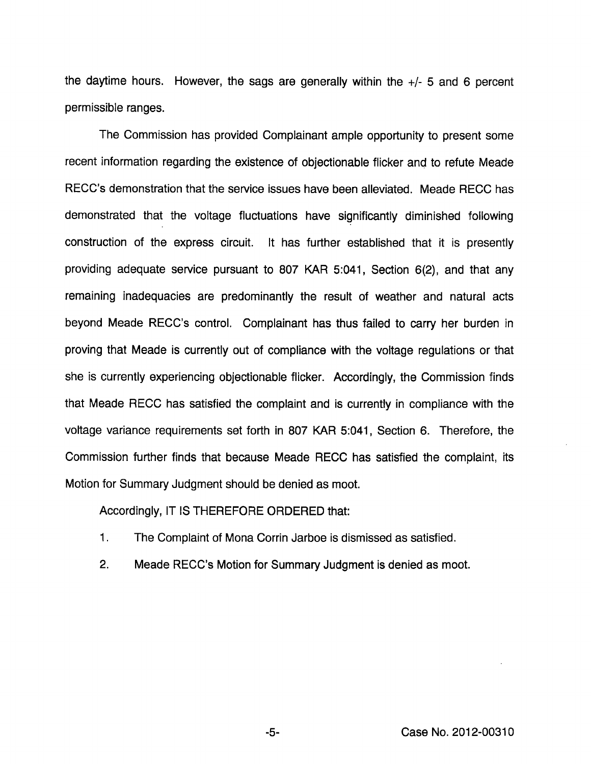the daytime hours. However, the sags are generally within the +/- 5 and 6 percent permissible ranges.

The Commission has provided Complainant ample opportunity to present some recent information regarding the existence of objectionable flicker and to refute Meade RECC's demonstration that the service issues have been alleviated. Meade RECC has demonstrated that the voltage fluctuations have significantly diminished following construction of the express circuit. It has further established that it is presently providing adequate service pursuant to 807 KAR 5:041, Section 6(2), and that any remaining inadequacies are predominantly the result of weather and natural acts beyond Meade RECC's control. Complainant has thus failed to carry her burden in proving that Meade is currently out of compliance with the voltage regulations or that she is currently experiencing objectionable flicker. Accordingly, the Commission finds that Meade RECC has satisfied the complaint and is currently in compliance with the voltage variance requirements set forth in 807 KAR 5:041, Section 6. Therefore, the Commission further finds that because Meade RECC has satisfied the complaint, its Motion for Summary Judgment should be denied as moot.

Accordingly, IT IS THEREFORE ORDERED that:

1. The Complaint of Mona Corrin Jarboe is dismissed as satisfied.
2. Meade RECC's Motion for Summary Judgment is denied as moot.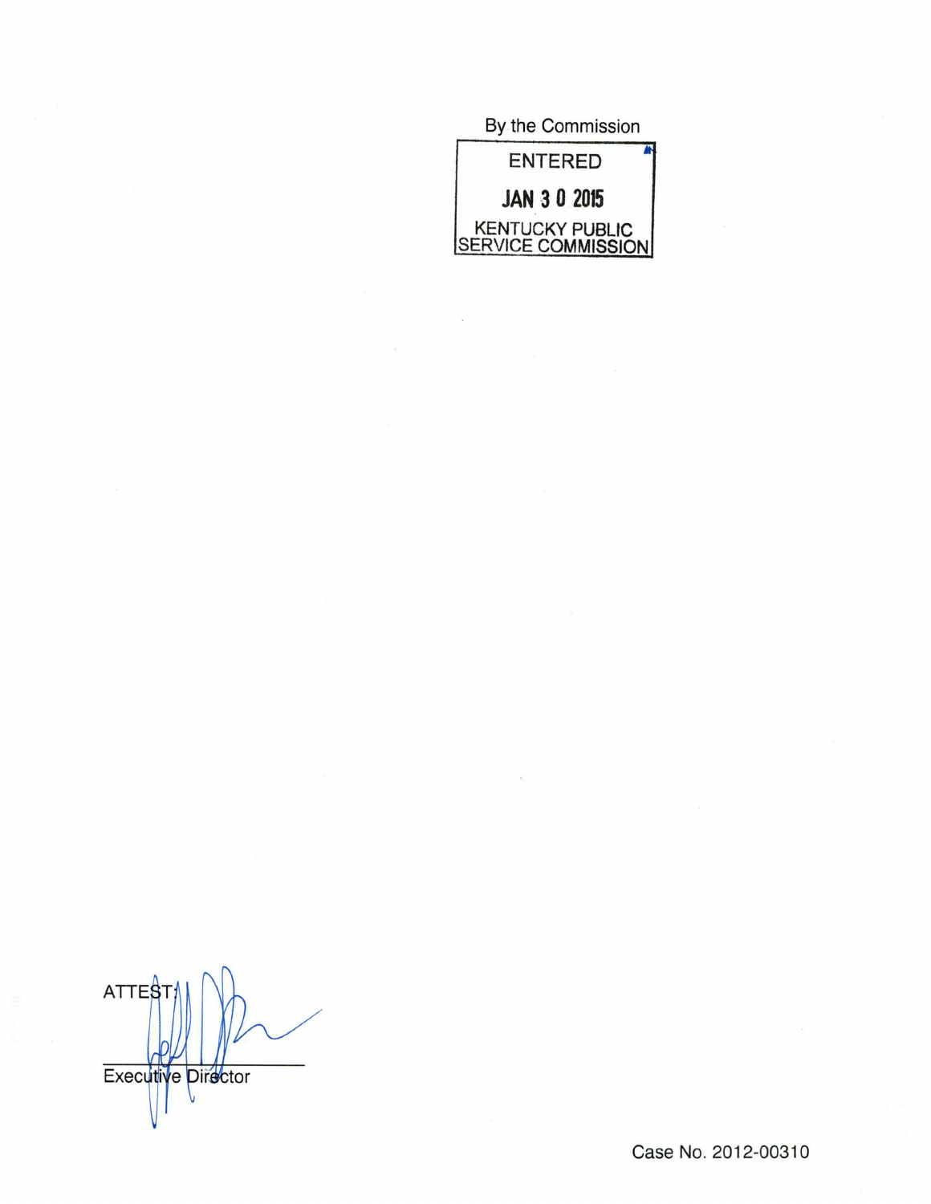By the Commission

ENTERED

JAN 3 0 2015

KENTUCKY PUBLIC SERVICE COMMISSION

ATTEST:

Executive Director

Case No. 2012-00310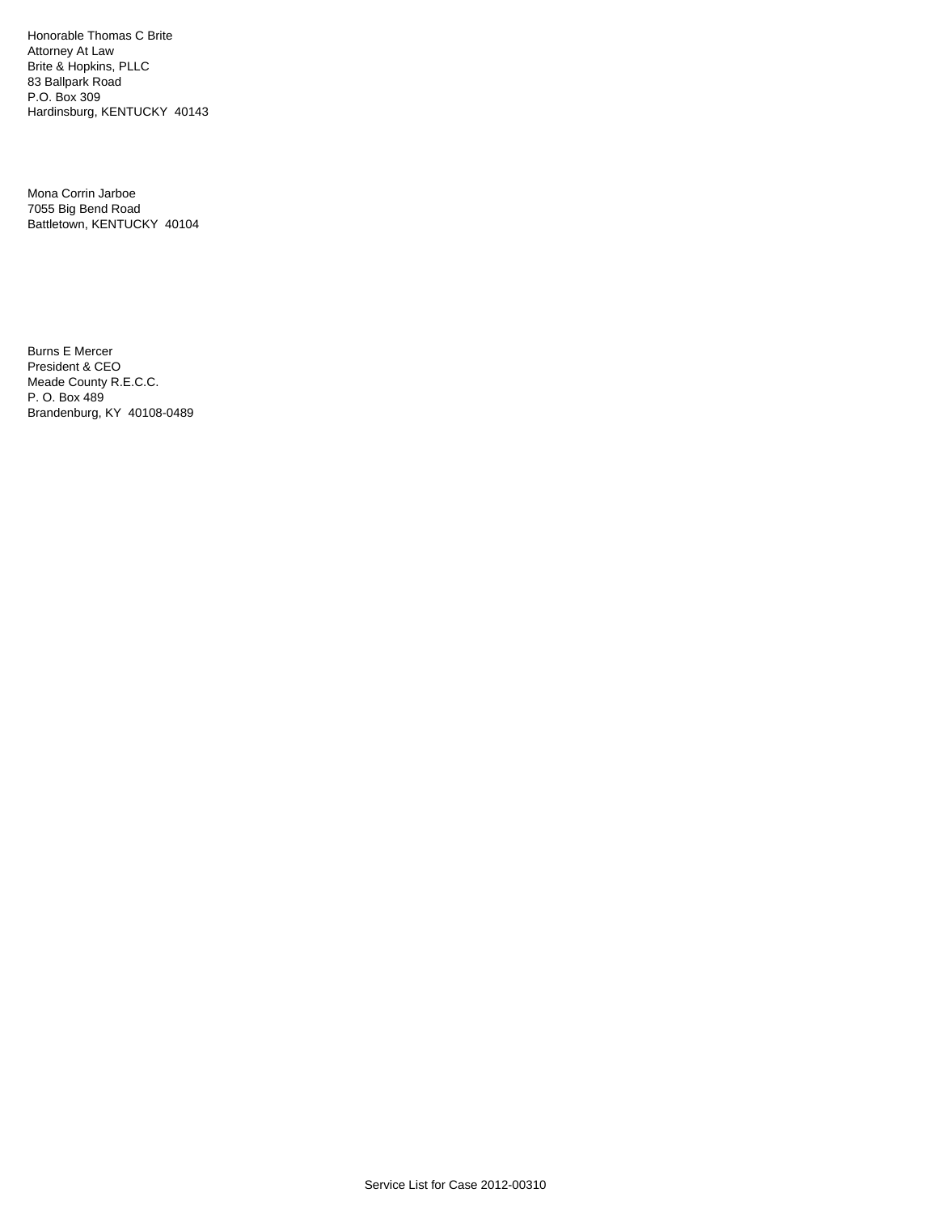Honorable Thomas C Brite
Attorney At Law
Brite & Hopkins, PLLC
83 Ballpark Road
P.O. Box 309
Hardinsburg, KENTUCKY  40143

Mona Corrin Jarboe
7055 Big Bend Road
Battletown, KENTUCKY  40104

Burns E Mercer
President & CEO
Meade County R.E.C.C.
P. O. Box 489
Brandenburg, KY  40108-0489

Service List for Case 2012-00310